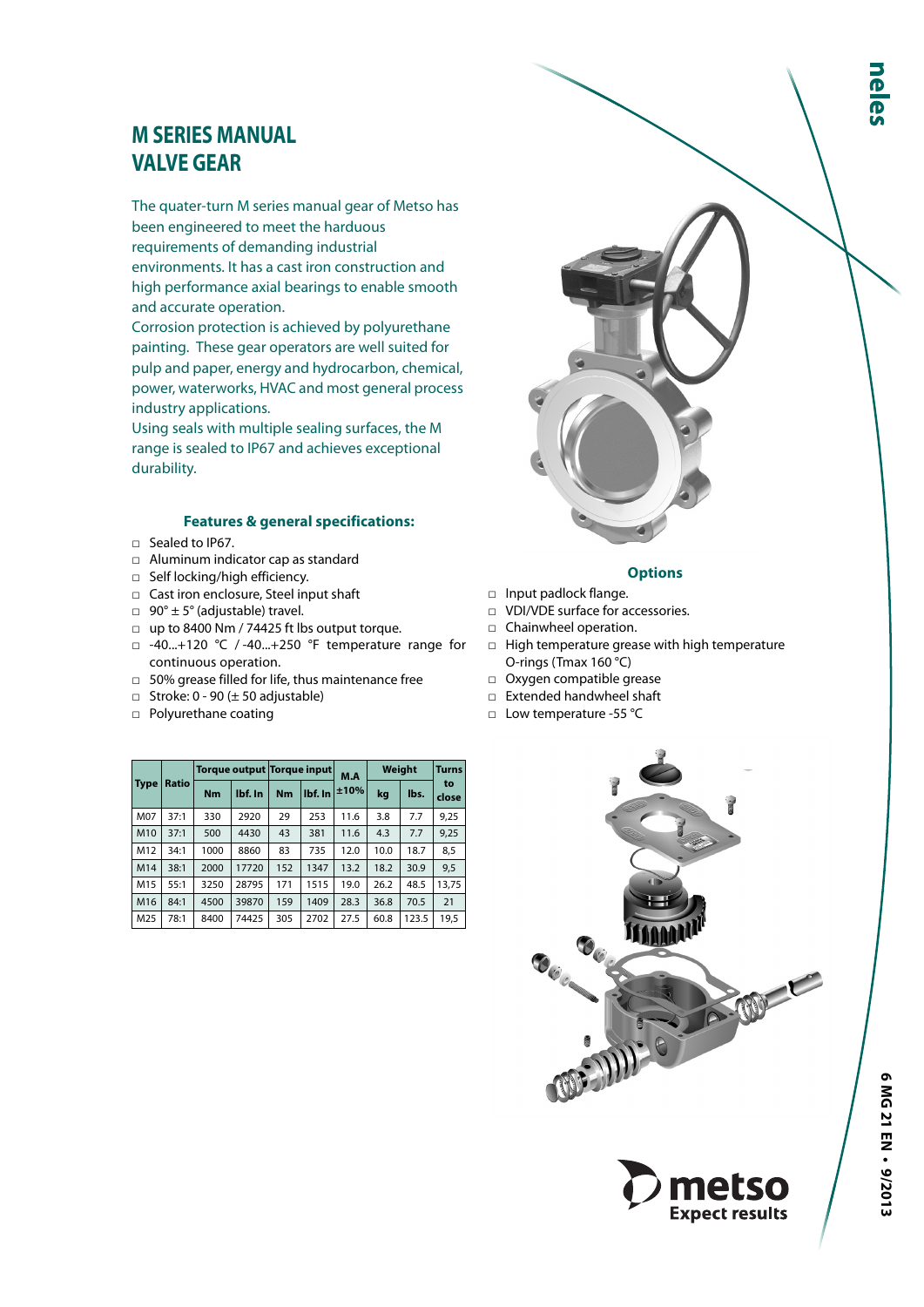# M SERIES MANUAL VALVE GEAR

The quater-turn M series manual gear of Metso has been engineered to meet the harduous requirements of demanding industrial environments. It has a cast iron construction and high performance axial bearings to enable smooth and accurate operation.
Corrosion protection is achieved by polyurethane painting. These gear operators are well suited for pulp and paper, energy and hydrocarbon, chemical, power, waterworks, HVAC and most general process industry applications.
Using seals with multiple sealing surfaces, the M range is sealed to IP67 and achieves exceptional durability.

### Features & general specifications:

- Sealed to IP67.
- Aluminum indicator cap as standard
- Self locking/high efficiency.
- Cast iron enclosure, Steel input shaft
- 90° ± 5° (adjustable) travel.
- up to 8400 Nm / 74425 ft lbs output torque.
- -40...+120 °C / -40...+250 °F temperature range for continuous operation.
- 50% grease filled for life, thus maintenance free
- Stroke: 0 - 90 (± 50 adjustable)
- Polyurethane coating

| Type | Ratio | Torque output | | Torque input | | M.A | Weight | | Turns to close |
|---|---|---|---|---|---|---|---|---|---|
| | | Nm | lbf. In | Nm | lbf. In | ±10% | kg | lbs. | |
| M07 | 37:1 | 330 | 2920 | 29 | 253 | 11.6 | 3.8 | 7.7 | 9,25 |
| M10 | 37:1 | 500 | 4430 | 43 | 381 | 11.6 | 4.3 | 7.7 | 9,25 |
| M12 | 34:1 | 1000 | 8860 | 83 | 735 | 12.0 | 10.0 | 18.7 | 8,5 |
| M14 | 38:1 | 2000 | 17720 | 152 | 1347 | 13.2 | 18.2 | 30.9 | 9,5 |
| M15 | 55:1 | 3250 | 28795 | 171 | 1515 | 19.0 | 26.2 | 48.5 | 13,75 |
| M16 | 84:1 | 4500 | 39870 | 159 | 1409 | 28.3 | 36.8 | 70.5 | 21 |
| M25 | 78:1 | 8400 | 74425 | 305 | 2702 | 27.5 | 60.8 | 123.5 | 19,5 |

### Options

- Input padlock flange.
- VDI/VDE surface for accessories.
- Chainwheel operation.
- High temperature grease with high temperature O-rings (Tmax 160 °C)
- Oxygen compatible grease
- Extended handwheel shaft
- Low temperature -55 °C

6 MG 21 EN • 9/2013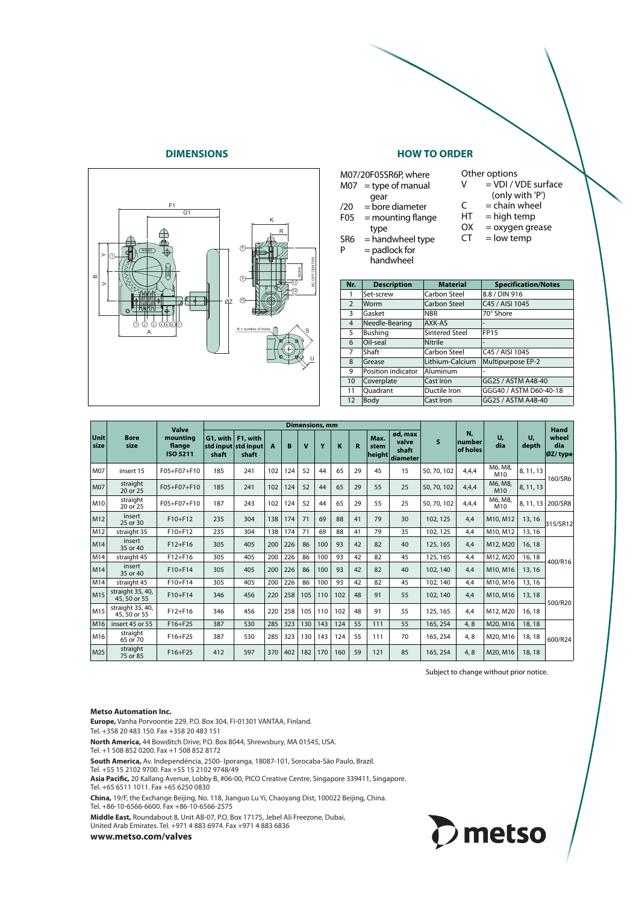## DIMENSIONS

F1
G1
K
R
Y
B
V
A
ØZ
BORE
BC OFF CENTER
N = number of holes
S
U

## HOW TO ORDER

M07/20F05SR6P, where
- M07 = type of manual gear
- /20 = bore diameter
- F05 = mounting flange type
- SR6 = handwheel type
- P = padlock for handwheel

Other options
- V = VDI / VDE surface (only with 'P')
- C = chain wheel
- HT = high temp
- OX = oxygen grease
- CT = low temp

| Nr. | Description | Material | Specification/Notes |
|---|---|---|---|
| 1 | Set-screw | Carbon Steel | 8.8 / DIN 916 |
| 2 | Worm | Carbon Steel | C45 / AISI 1045 |
| 3 | Gasket | NBR | 70° Shore |
| 4 | Needle-Bearing | AXK-AS | - |
| 5 | Bushing | Sintered Steel | FP15 |
| 6 | Oil-seal | Nitrile | - |
| 7 | Shaft | Carbon Steel | C45 / AISI 1045 |
| 8 | Grease | Lithium-Calcium | Multipurpose EP-2 |
| 9 | Position indicator | Aluminum | - |
| 10 | Coverplate | Cast Iron | GG25 / ASTM A48-40 |
| 11 | Quadrant | Ductile Iron | GGG40 / ASTM D60-40-18 |
| 12 | Body | Cast Iron | GG25 / ASTM A48-40 |

| Unit size | Bore size | Valve mounting flange ISO 5211 | Dimensions, mm | | | | | | | | | | | | | | | Hand wheel dia ØZ/ type |
|---|---|---|---|---|---|---|---|---|---|---|---|---|---|---|---|---|---|---|
| | | | G1, with std input shaft | F1, with std input shaft | A | B | V | Y | K | R | Max. stem height | ød, max valve shaft diameter | S | N, number of holes | U, dia | U, depth | | |
| M07 | insert 15 | F05+F07+F10 | 185 | 241 | 102 | 124 | 52 | 44 | 65 | 29 | 45 | 15 | 50, 70, 102 | 4,4,4 | M6, M8, M10 | 8, 11, 13 | | 160/SR6 |
| M07 | straight 20 or 25 | F05+F07+F10 | 185 | 241 | 102 | 124 | 52 | 44 | 65 | 29 | 55 | 25 | 50, 70, 102 | 4,4,4 | M6, M8, M10 | 8, 11, 13 | | 160/SR6 |
| M10 | straight 20 or 25 | F05+F07+F10 | 187 | 243 | 102 | 124 | 52 | 44 | 65 | 29 | 55 | 25 | 50, 70, 102 | 4,4,4 | M6, M8, M10 | 8, 11, 13 | | 200/SR8 |
| M12 | insert 25 or 30 | F10+F12 | 235 | 304 | 138 | 174 | 71 | 69 | 88 | 41 | 79 | 30 | 102, 125 | 4,4 | M10, M12 | 13, 16 | | 315/SR12 |
| M12 | straight 35 | F10+F12 | 235 | 304 | 138 | 174 | 71 | 69 | 88 | 41 | 79 | 35 | 102, 125 | 4,4 | M10, M12 | 13, 16 | | 315/SR12 |
| M14 | insert 35 or 40 | F12+F16 | 305 | 405 | 200 | 226 | 86 | 100 | 93 | 42 | 82 | 40 | 125, 165 | 4,4 | M12, M20 | 16, 18 | | 400/R16 |
| M14 | straight 45 | F12+F16 | 305 | 405 | 200 | 226 | 86 | 100 | 93 | 42 | 82 | 45 | 125, 165 | 4,4 | M12, M20 | 16, 18 | | 400/R16 |
| M14 | insert 35 or 40 | F10+F14 | 305 | 405 | 200 | 226 | 86 | 100 | 93 | 42 | 82 | 40 | 102, 140 | 4,4 | M10, M16 | 13, 16 | | 400/R16 |
| M14 | straight 45 | F10+F14 | 305 | 405 | 200 | 226 | 86 | 100 | 93 | 42 | 82 | 45 | 102, 140 | 4,4 | M10, M16 | 13, 16 | | 400/R16 |
| M15 | straight 35, 40, 45, 50 or 55 | F10+F14 | 346 | 456 | 220 | 258 | 105 | 110 | 102 | 48 | 91 | 55 | 102, 140 | 4,4 | M10, M16 | 13, 18 | | 500/R20 |
| M15 | straight 35, 40, 45, 50 or 55 | F12+F16 | 346 | 456 | 220 | 258 | 105 | 110 | 102 | 48 | 91 | 55 | 125, 165 | 4,4 | M12, M20 | 16, 18 | | 500/R20 |
| M16 | insert 45 or 55 | F16+F25 | 387 | 530 | 285 | 323 | 130 | 143 | 124 | 55 | 111 | 55 | 165, 254 | 4, 8 | M20, M16 | 18, 18 | | 600/R24 |
| M16 | straight 65 or 70 | F16+F25 | 387 | 530 | 285 | 323 | 130 | 143 | 124 | 55 | 111 | 70 | 165, 254 | 4, 8 | M20, M16 | 18, 18 | | 600/R24 |
| M25 | straight 75 or 85 | F16+F25 | 412 | 597 | 370 | 402 | 182 | 170 | 160 | 59 | 121 | 85 | 165, 254 | 4, 8 | M20, M16 | 18, 18 | | 600/R24 |

Subject to change without prior notice.

**Metso Automation Inc.**

**Europe,** Vanha Porvoontie 229, P.O. Box 304, FI-01301 VANTAA, Finland.
Tel. +358 20 483 150. Fax +358 20 483 151

**North America,** 44 Bowditch Drive, P.O. Box 8044, Shrewsbury, MA 01545, USA.
Tel. +1 508 852 0200. Fax +1 508 852 8172

**South America,** Av. Independência, 2500- Iporanga, 18087-101, Sorocaba-São Paulo, Brazil.
Tel. +55 15 2102 9700. Fax +55 15 2102 9748/49

**Asia Pacific,** 20 Kallang Avenue, Lobby B, #06-00, PICO Creative Centre, Singapore 339411, Singapore.
Tel. +65 6511 1011. Fax +65 6250 0830

**China,** 19/F, the Exchange Beijing, No. 118, Jianguo Lu Yi, Chaoyang Dist, 100022 Beijing, China.
Tel. +86-10-6566-6600. Fax +86-10-6566-2575

**Middle East,** Roundabout 8, Unit AB-07, P.O. Box 17175, Jebel Ali Freezone, Dubai,
United Arab Emirates. Tel. +971 4 883 6974. Fax +971 4 883 6836

**www.metso.com/valves**

metso